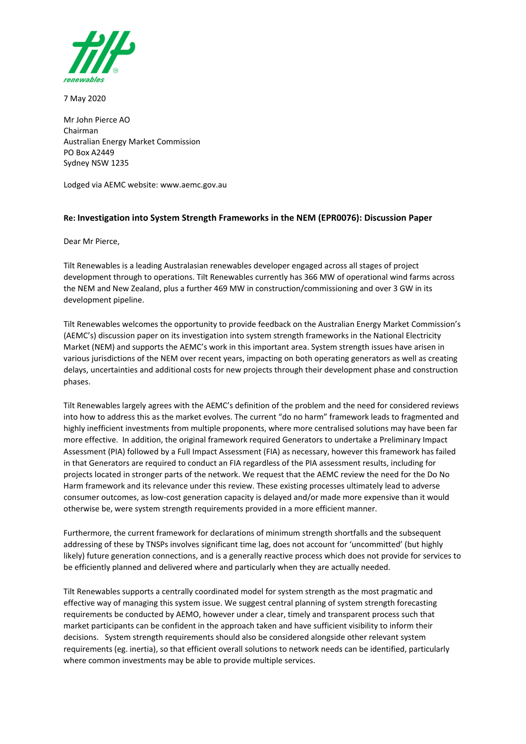7 May 2020

Mr John Pierce AO
Chairman
Australian Energy Market Commission
PO Box A2449
Sydney NSW 1235

Lodged via AEMC website: www.aemc.gov.au

**Re: Investigation into System Strength Frameworks in the NEM (EPR0076): Discussion Paper**

Dear Mr Pierce,

Tilt Renewables is a leading Australasian renewables developer engaged across all stages of project development through to operations. Tilt Renewables currently has 366 MW of operational wind farms across the NEM and New Zealand, plus a further 469 MW in construction/commissioning and over 3 GW in its development pipeline.

Tilt Renewables welcomes the opportunity to provide feedback on the Australian Energy Market Commission's (AEMC's) discussion paper on its investigation into system strength frameworks in the National Electricity Market (NEM) and supports the AEMC's work in this important area. System strength issues have arisen in various jurisdictions of the NEM over recent years, impacting on both operating generators as well as creating delays, uncertainties and additional costs for new projects through their development phase and construction phases.

Tilt Renewables largely agrees with the AEMC's definition of the problem and the need for considered reviews into how to address this as the market evolves. The current "do no harm" framework leads to fragmented and highly inefficient investments from multiple proponents, where more centralised solutions may have been far more effective. In addition, the original framework required Generators to undertake a Preliminary Impact Assessment (PIA) followed by a Full Impact Assessment (FIA) as necessary, however this framework has failed in that Generators are required to conduct an FIA regardless of the PIA assessment results, including for projects located in stronger parts of the network. We request that the AEMC review the need for the Do No Harm framework and its relevance under this review. These existing processes ultimately lead to adverse consumer outcomes, as low-cost generation capacity is delayed and/or made more expensive than it would otherwise be, were system strength requirements provided in a more efficient manner.

Furthermore, the current framework for declarations of minimum strength shortfalls and the subsequent addressing of these by TNSPs involves significant time lag, does not account for 'uncommitted' (but highly likely) future generation connections, and is a generally reactive process which does not provide for services to be efficiently planned and delivered where and particularly when they are actually needed.

Tilt Renewables supports a centrally coordinated model for system strength as the most pragmatic and effective way of managing this system issue. We suggest central planning of system strength forecasting requirements be conducted by AEMO, however under a clear, timely and transparent process such that market participants can be confident in the approach taken and have sufficient visibility to inform their decisions. System strength requirements should also be considered alongside other relevant system requirements (eg. inertia), so that efficient overall solutions to network needs can be identified, particularly where common investments may be able to provide multiple services.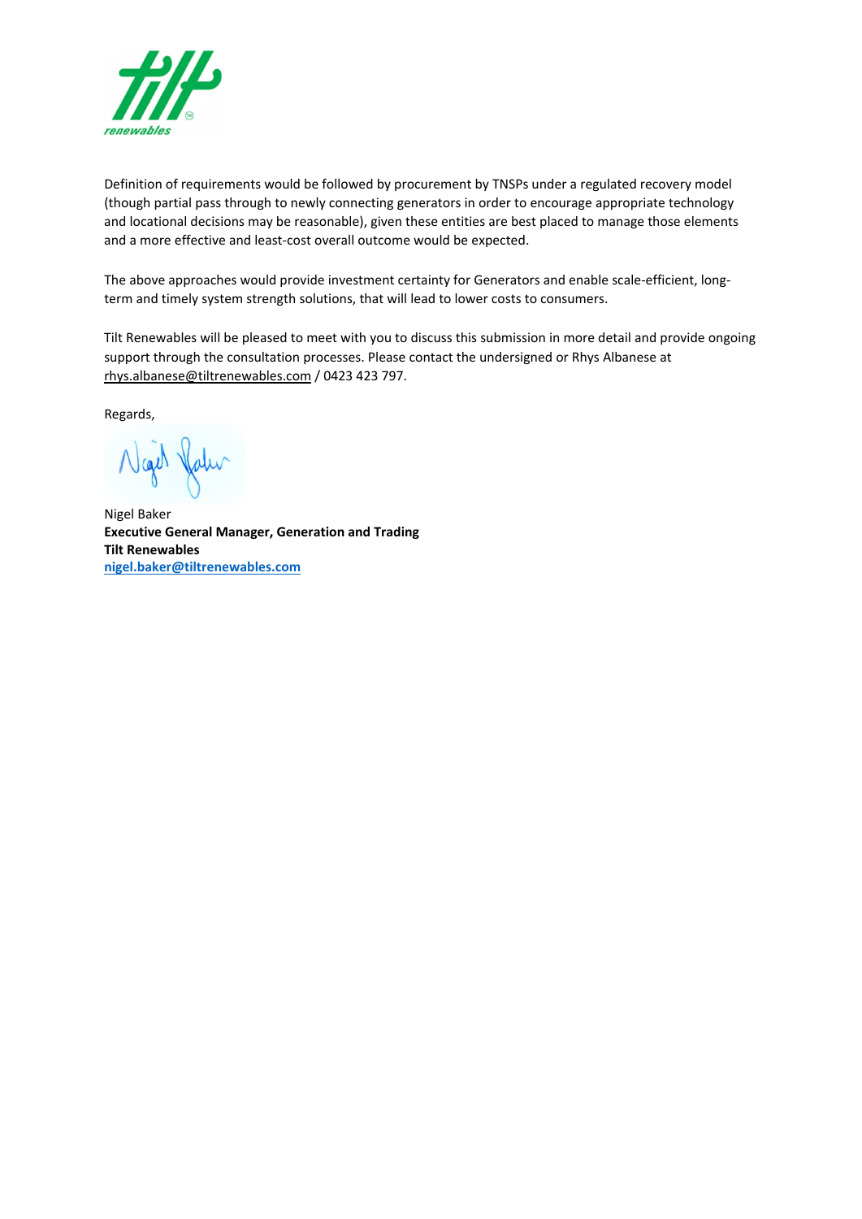Definition of requirements would be followed by procurement by TNSPs under a regulated recovery model (though partial pass through to newly connecting generators in order to encourage appropriate technology and locational decisions may be reasonable), given these entities are best placed to manage those elements and a more effective and least-cost overall outcome would be expected.

The above approaches would provide investment certainty for Generators and enable scale-efficient, long-term and timely system strength solutions, that will lead to lower costs to consumers.

Tilt Renewables will be pleased to meet with you to discuss this submission in more detail and provide ongoing support through the consultation processes. Please contact the undersigned or Rhys Albanese at rhys.albanese@tiltrenewables.com / 0423 423 797.

Regards,

Nigel Baker
**Executive General Manager, Generation and Trading**
**Tilt Renewables**
**nigel.baker@tiltrenewables.com**